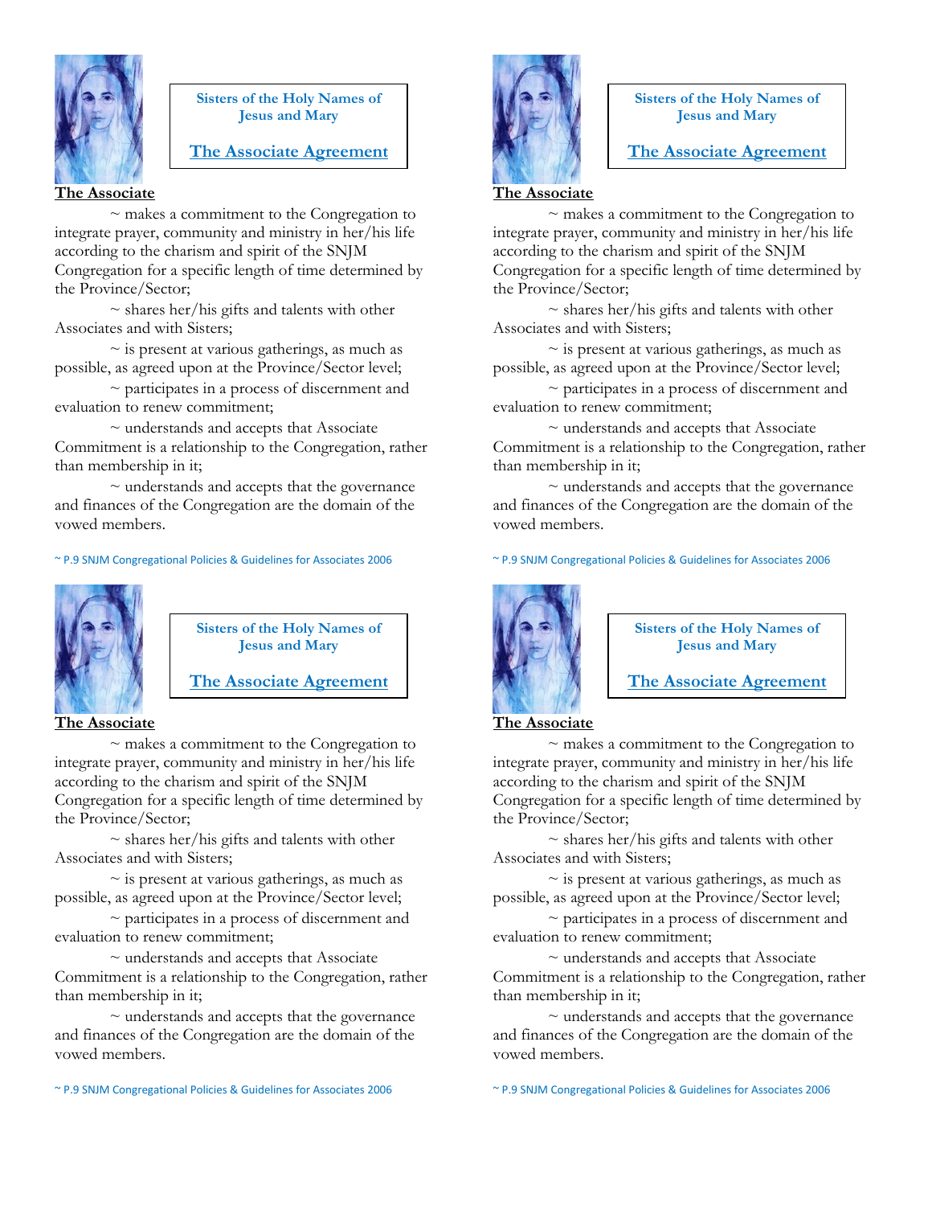Sisters of the Holy Names of Jesus and Mary

**The Associate Agreement**

**The Associate**

~ makes a commitment to the Congregation to integrate prayer, community and ministry in her/his life according to the charism and spirit of the SNJM Congregation for a specific length of time determined by the Province/Sector;

~ shares her/his gifts and talents with other Associates and with Sisters;

~ is present at various gatherings, as much as possible, as agreed upon at the Province/Sector level;

~ participates in a process of discernment and evaluation to renew commitment;

~ understands and accepts that Associate Commitment is a relationship to the Congregation, rather than membership in it;

~ understands and accepts that the governance and finances of the Congregation are the domain of the vowed members.

~ P.9 SNJM Congregational Policies & Guidelines for Associates 2006

---

Sisters of the Holy Names of Jesus and Mary

**The Associate Agreement**

**The Associate**

~ makes a commitment to the Congregation to integrate prayer, community and ministry in her/his life according to the charism and spirit of the SNJM Congregation for a specific length of time determined by the Province/Sector;

~ shares her/his gifts and talents with other Associates and with Sisters;

~ is present at various gatherings, as much as possible, as agreed upon at the Province/Sector level;

~ participates in a process of discernment and evaluation to renew commitment;

~ understands and accepts that Associate Commitment is a relationship to the Congregation, rather than membership in it;

~ understands and accepts that the governance and finances of the Congregation are the domain of the vowed members.

~ P.9 SNJM Congregational Policies & Guidelines for Associates 2006

---

Sisters of the Holy Names of Jesus and Mary

**The Associate Agreement**

**The Associate**

~ makes a commitment to the Congregation to integrate prayer, community and ministry in her/his life according to the charism and spirit of the SNJM Congregation for a specific length of time determined by the Province/Sector;

~ shares her/his gifts and talents with other Associates and with Sisters;

~ is present at various gatherings, as much as possible, as agreed upon at the Province/Sector level;

~ participates in a process of discernment and evaluation to renew commitment;

~ understands and accepts that Associate Commitment is a relationship to the Congregation, rather than membership in it;

~ understands and accepts that the governance and finances of the Congregation are the domain of the vowed members.

~ P.9 SNJM Congregational Policies & Guidelines for Associates 2006

---

Sisters of the Holy Names of Jesus and Mary

**The Associate Agreement**

**The Associate**

~ makes a commitment to the Congregation to integrate prayer, community and ministry in her/his life according to the charism and spirit of the SNJM Congregation for a specific length of time determined by the Province/Sector;

~ shares her/his gifts and talents with other Associates and with Sisters;

~ is present at various gatherings, as much as possible, as agreed upon at the Province/Sector level;

~ participates in a process of discernment and evaluation to renew commitment;

~ understands and accepts that Associate Commitment is a relationship to the Congregation, rather than membership in it;

~ understands and accepts that the governance and finances of the Congregation are the domain of the vowed members.

~ P.9 SNJM Congregational Policies & Guidelines for Associates 2006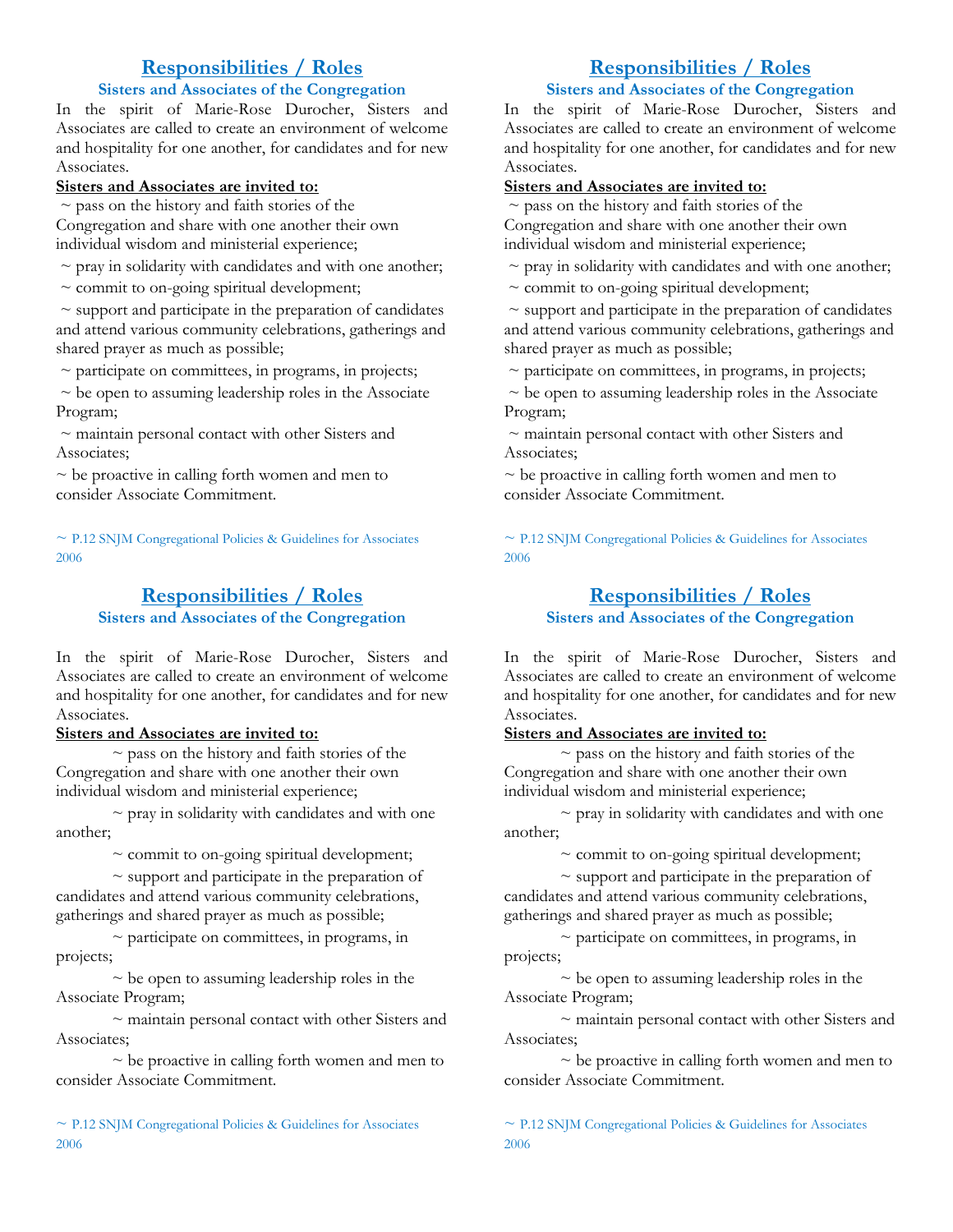## Responsibilities / Roles

### Sisters and Associates of the Congregation

In the spirit of Marie-Rose Durocher, Sisters and Associates are called to create an environment of welcome and hospitality for one another, for candidates and for new Associates.

**Sisters and Associates are invited to:**

~ pass on the history and faith stories of the Congregation and share with one another their own individual wisdom and ministerial experience;

~ pray in solidarity with candidates and with one another;

~ commit to on-going spiritual development;

~ support and participate in the preparation of candidates and attend various community celebrations, gatherings and shared prayer as much as possible;

~ participate on committees, in programs, in projects;

~ be open to assuming leadership roles in the Associate Program;

~ maintain personal contact with other Sisters and Associates;

~ be proactive in calling forth women and men to consider Associate Commitment.

~ P.12 SNJM Congregational Policies & Guidelines for Associates 2006

## Responsibilities / Roles

### Sisters and Associates of the Congregation

In the spirit of Marie-Rose Durocher, Sisters and Associates are called to create an environment of welcome and hospitality for one another, for candidates and for new Associates.

**Sisters and Associates are invited to:**

~ pass on the history and faith stories of the Congregation and share with one another their own individual wisdom and ministerial experience;

~ pray in solidarity with candidates and with one another;

~ commit to on-going spiritual development;

~ support and participate in the preparation of candidates and attend various community celebrations, gatherings and shared prayer as much as possible;

~ participate on committees, in programs, in projects;

~ be open to assuming leadership roles in the Associate Program;

~ maintain personal contact with other Sisters and Associates;

~ be proactive in calling forth women and men to consider Associate Commitment.

~ P.12 SNJM Congregational Policies & Guidelines for Associates 2006

## Responsibilities / Roles

### Sisters and Associates of the Congregation

In the spirit of Marie-Rose Durocher, Sisters and Associates are called to create an environment of welcome and hospitality for one another, for candidates and for new Associates.

**Sisters and Associates are invited to:**

~ pass on the history and faith stories of the Congregation and share with one another their own individual wisdom and ministerial experience;

~ pray in solidarity with candidates and with one another;

~ commit to on-going spiritual development;

~ support and participate in the preparation of candidates and attend various community celebrations, gatherings and shared prayer as much as possible;

~ participate on committees, in programs, in projects;

~ be open to assuming leadership roles in the Associate Program;

~ maintain personal contact with other Sisters and Associates;

~ be proactive in calling forth women and men to consider Associate Commitment.

~ P.12 SNJM Congregational Policies & Guidelines for Associates 2006

## Responsibilities / Roles

### Sisters and Associates of the Congregation

In the spirit of Marie-Rose Durocher, Sisters and Associates are called to create an environment of welcome and hospitality for one another, for candidates and for new Associates.

**Sisters and Associates are invited to:**

~ pass on the history and faith stories of the Congregation and share with one another their own individual wisdom and ministerial experience;

~ pray in solidarity with candidates and with one another;

~ commit to on-going spiritual development;

~ support and participate in the preparation of candidates and attend various community celebrations, gatherings and shared prayer as much as possible;

~ participate on committees, in programs, in projects;

~ be open to assuming leadership roles in the Associate Program;

~ maintain personal contact with other Sisters and Associates;

~ be proactive in calling forth women and men to consider Associate Commitment.

~ P.12 SNJM Congregational Policies & Guidelines for Associates 2006